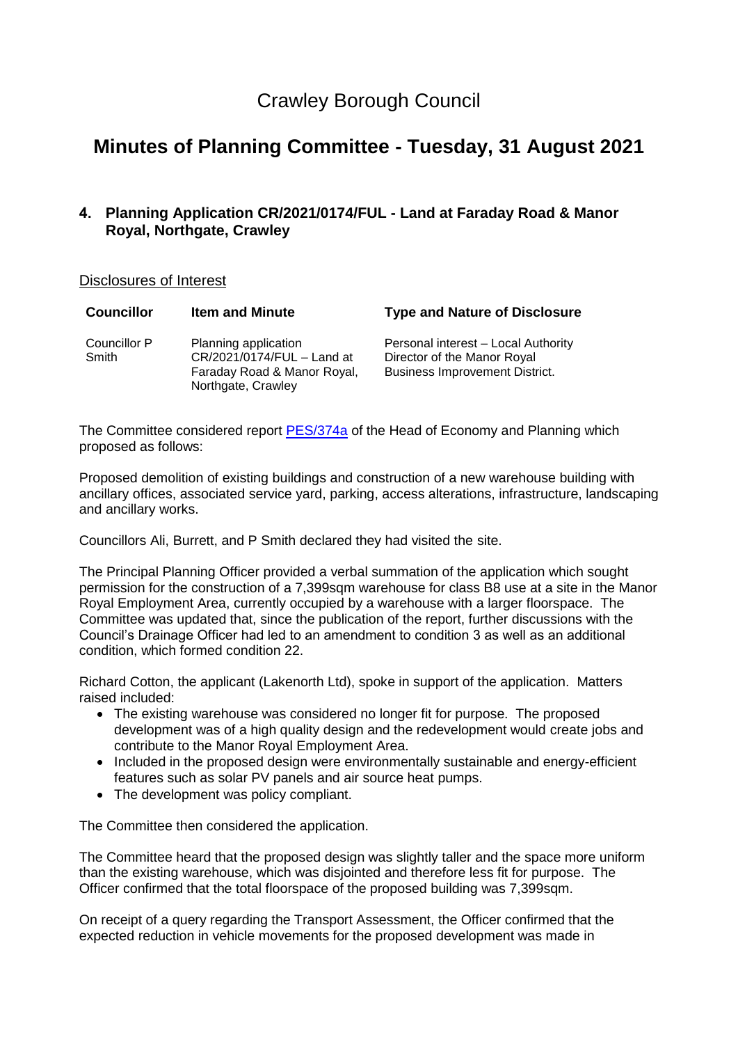# Crawley Borough Council

# Minutes of Planning Committee - Tuesday, 31 August 2021

## 4. Planning Application CR/2021/0174/FUL - Land at Faraday Road & Manor Royal, Northgate, Crawley

### Disclosures of Interest

| Councillor | Item and Minute | Type and Nature of Disclosure |
| --- | --- | --- |
| Councillor P Smith | Planning application CR/2021/0174/FUL – Land at Faraday Road & Manor Royal, Northgate, Crawley | Personal interest – Local Authority Director of the Manor Royal Business Improvement District. |

The Committee considered report PES/374a of the Head of Economy and Planning which proposed as follows:

Proposed demolition of existing buildings and construction of a new warehouse building with ancillary offices, associated service yard, parking, access alterations, infrastructure, landscaping and ancillary works.

Councillors Ali, Burrett, and P Smith declared they had visited the site.

The Principal Planning Officer provided a verbal summation of the application which sought permission for the construction of a 7,399sqm warehouse for class B8 use at a site in the Manor Royal Employment Area, currently occupied by a warehouse with a larger floorspace. The Committee was updated that, since the publication of the report, further discussions with the Council's Drainage Officer had led to an amendment to condition 3 as well as an additional condition, which formed condition 22.

Richard Cotton, the applicant (Lakenorth Ltd), spoke in support of the application. Matters raised included:

- The existing warehouse was considered no longer fit for purpose. The proposed development was of a high quality design and the redevelopment would create jobs and contribute to the Manor Royal Employment Area.
- Included in the proposed design were environmentally sustainable and energy-efficient features such as solar PV panels and air source heat pumps.
- The development was policy compliant.

The Committee then considered the application.

The Committee heard that the proposed design was slightly taller and the space more uniform than the existing warehouse, which was disjointed and therefore less fit for purpose. The Officer confirmed that the total floorspace of the proposed building was 7,399sqm.

On receipt of a query regarding the Transport Assessment, the Officer confirmed that the expected reduction in vehicle movements for the proposed development was made in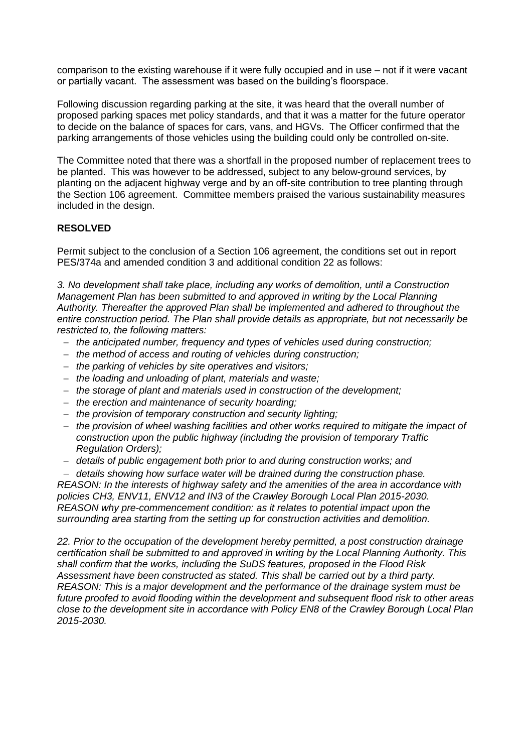comparison to the existing warehouse if it were fully occupied and in use – not if it were vacant or partially vacant. The assessment was based on the building's floorspace.

Following discussion regarding parking at the site, it was heard that the overall number of proposed parking spaces met policy standards, and that it was a matter for the future operator to decide on the balance of spaces for cars, vans, and HGVs. The Officer confirmed that the parking arrangements of those vehicles using the building could only be controlled on-site.

The Committee noted that there was a shortfall in the proposed number of replacement trees to be planted. This was however to be addressed, subject to any below-ground services, by planting on the adjacent highway verge and by an off-site contribution to tree planting through the Section 106 agreement. Committee members praised the various sustainability measures included in the design.

**RESOLVED**

Permit subject to the conclusion of a Section 106 agreement, the conditions set out in report PES/374a and amended condition 3 and additional condition 22 as follows:

*3. No development shall take place, including any works of demolition, until a Construction Management Plan has been submitted to and approved in writing by the Local Planning Authority. Thereafter the approved Plan shall be implemented and adhered to throughout the entire construction period. The Plan shall provide details as appropriate, but not necessarily be restricted to, the following matters:*

- *the anticipated number, frequency and types of vehicles used during construction;*
- *the method of access and routing of vehicles during construction;*
- *the parking of vehicles by site operatives and visitors;*
- *the loading and unloading of plant, materials and waste;*
- *the storage of plant and materials used in construction of the development;*
- *the erection and maintenance of security hoarding;*
- *the provision of temporary construction and security lighting;*
- *the provision of wheel washing facilities and other works required to mitigate the impact of construction upon the public highway (including the provision of temporary Traffic Regulation Orders);*
- *details of public engagement both prior to and during construction works; and*
- *details showing how surface water will be drained during the construction phase.*

*REASON: In the interests of highway safety and the amenities of the area in accordance with policies CH3, ENV11, ENV12 and IN3 of the Crawley Borough Local Plan 2015-2030.*
*REASON why pre-commencement condition: as it relates to potential impact upon the surrounding area starting from the setting up for construction activities and demolition.*

*22. Prior to the occupation of the development hereby permitted, a post construction drainage certification shall be submitted to and approved in writing by the Local Planning Authority. This shall confirm that the works, including the SuDS features, proposed in the Flood Risk Assessment have been constructed as stated. This shall be carried out by a third party.*
*REASON: This is a major development and the performance of the drainage system must be future proofed to avoid flooding within the development and subsequent flood risk to other areas close to the development site in accordance with Policy EN8 of the Crawley Borough Local Plan 2015-2030.*